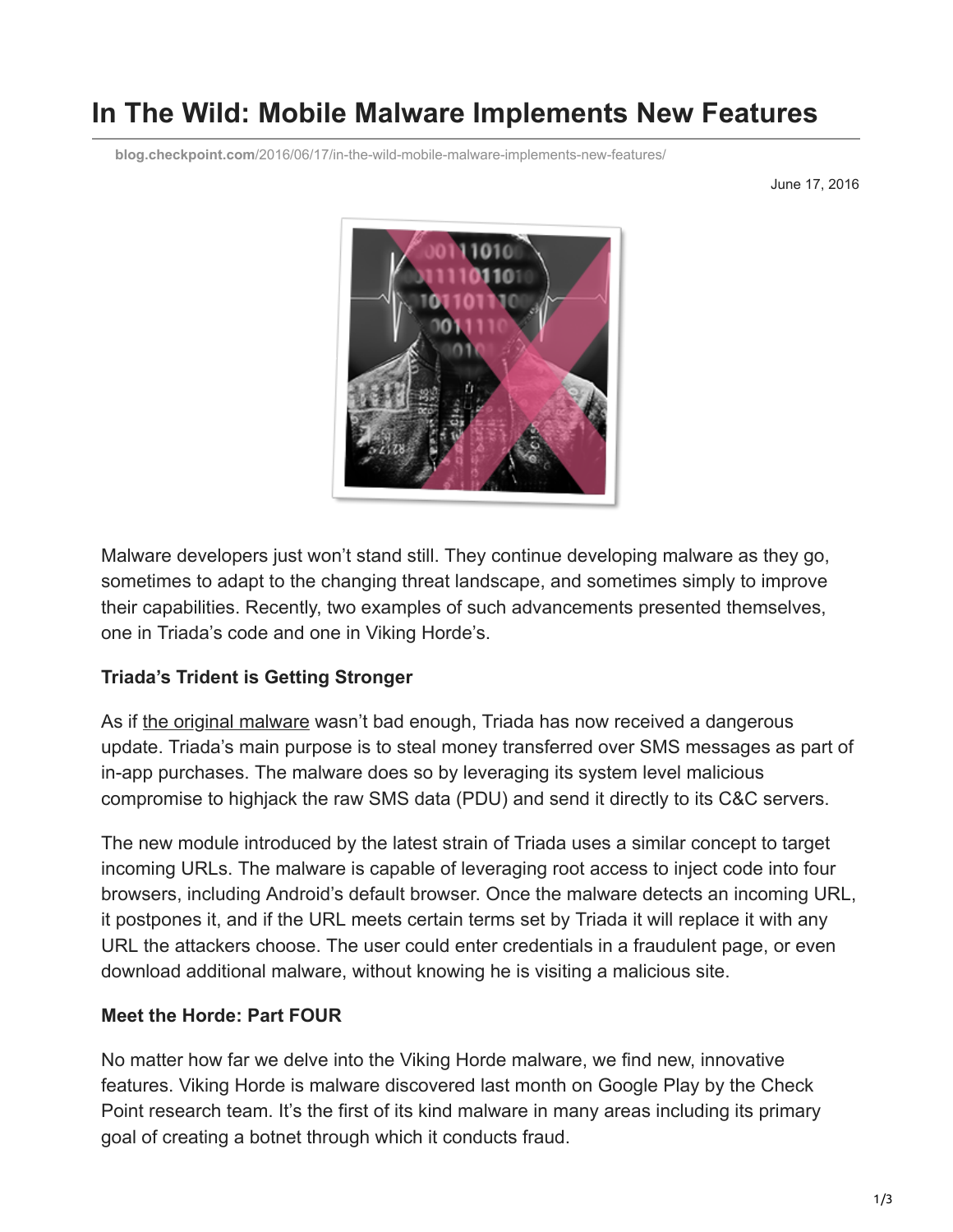# In The Wild: Mobile Malware Implements New Features

blog.checkpoint.com/2016/06/17/in-the-wild-mobile-malware-implements-new-features/

June 17, 2016

Malware developers just won't stand still. They continue developing malware as they go, sometimes to adapt to the changing threat landscape, and sometimes simply to improve their capabilities. Recently, two examples of such advancements presented themselves, one in Triada's code and one in Viking Horde's.

**Triada's Trident is Getting Stronger**

As if the original malware wasn't bad enough, Triada has now received a dangerous update. Triada's main purpose is to steal money transferred over SMS messages as part of in-app purchases. The malware does so by leveraging its system level malicious compromise to highjack the raw SMS data (PDU) and send it directly to its C&C servers.

The new module introduced by the latest strain of Triada uses a similar concept to target incoming URLs. The malware is capable of leveraging root access to inject code into four browsers, including Android's default browser. Once the malware detects an incoming URL, it postpones it, and if the URL meets certain terms set by Triada it will replace it with any URL the attackers choose. The user could enter credentials in a fraudulent page, or even download additional malware, without knowing he is visiting a malicious site.

**Meet the Horde: Part FOUR**

No matter how far we delve into the Viking Horde malware, we find new, innovative features. Viking Horde is malware discovered last month on Google Play by the Check Point research team. It's the first of its kind malware in many areas including its primary goal of creating a botnet through which it conducts fraud.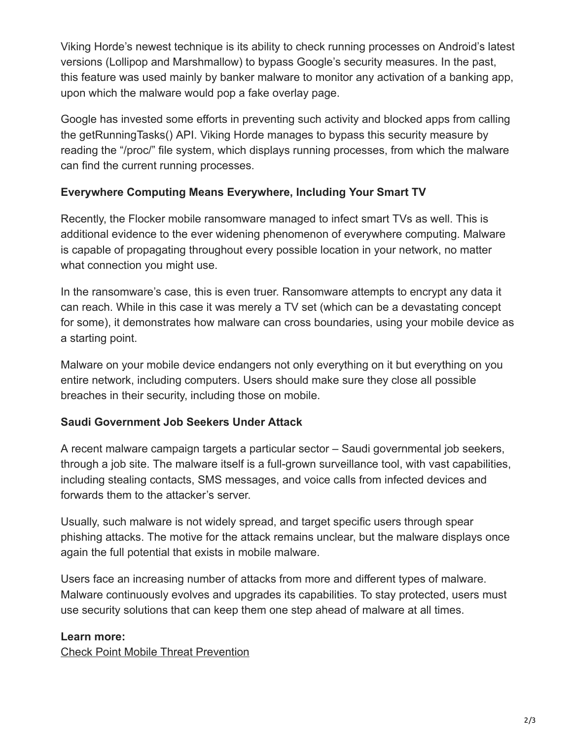Viking Horde's newest technique is its ability to check running processes on Android's latest versions (Lollipop and Marshmallow) to bypass Google's security measures. In the past, this feature was used mainly by banker malware to monitor any activation of a banking app, upon which the malware would pop a fake overlay page.

Google has invested some efforts in preventing such activity and blocked apps from calling the getRunningTasks() API. Viking Horde manages to bypass this security measure by reading the "/proc/" file system, which displays running processes, from which the malware can find the current running processes.

**Everywhere Computing Means Everywhere, Including Your Smart TV**

Recently, the Flocker mobile ransomware managed to infect smart TVs as well. This is additional evidence to the ever widening phenomenon of everywhere computing. Malware is capable of propagating throughout every possible location in your network, no matter what connection you might use.

In the ransomware's case, this is even truer. Ransomware attempts to encrypt any data it can reach. While in this case it was merely a TV set (which can be a devastating concept for some), it demonstrates how malware can cross boundaries, using your mobile device as a starting point.

Malware on your mobile device endangers not only everything on it but everything on you entire network, including computers. Users should make sure they close all possible breaches in their security, including those on mobile.

**Saudi Government Job Seekers Under Attack**

A recent malware campaign targets a particular sector – Saudi governmental job seekers, through a job site. The malware itself is a full-grown surveillance tool, with vast capabilities, including stealing contacts, SMS messages, and voice calls from infected devices and forwards them to the attacker's server.

Usually, such malware is not widely spread, and target specific users through spear phishing attacks. The motive for the attack remains unclear, but the malware displays once again the full potential that exists in mobile malware.

Users face an increasing number of attacks from more and different types of malware. Malware continuously evolves and upgrades its capabilities. To stay protected, users must use security solutions that can keep them one step ahead of malware at all times.

**Learn more:**
Check Point Mobile Threat Prevention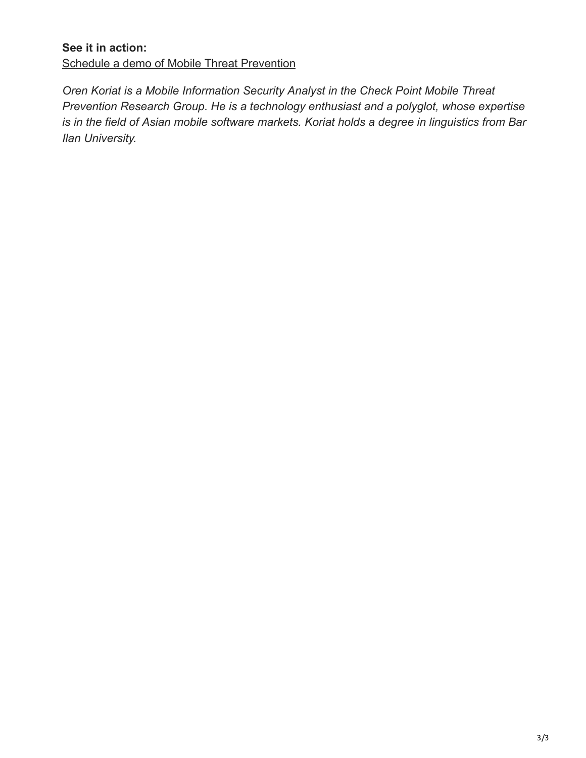**See it in action:**
Schedule a demo of Mobile Threat Prevention

*Oren Koriat is a Mobile Information Security Analyst in the Check Point Mobile Threat Prevention Research Group. He is a technology enthusiast and a polyglot, whose expertise is in the field of Asian mobile software markets. Koriat holds a degree in linguistics from Bar Ilan University.*